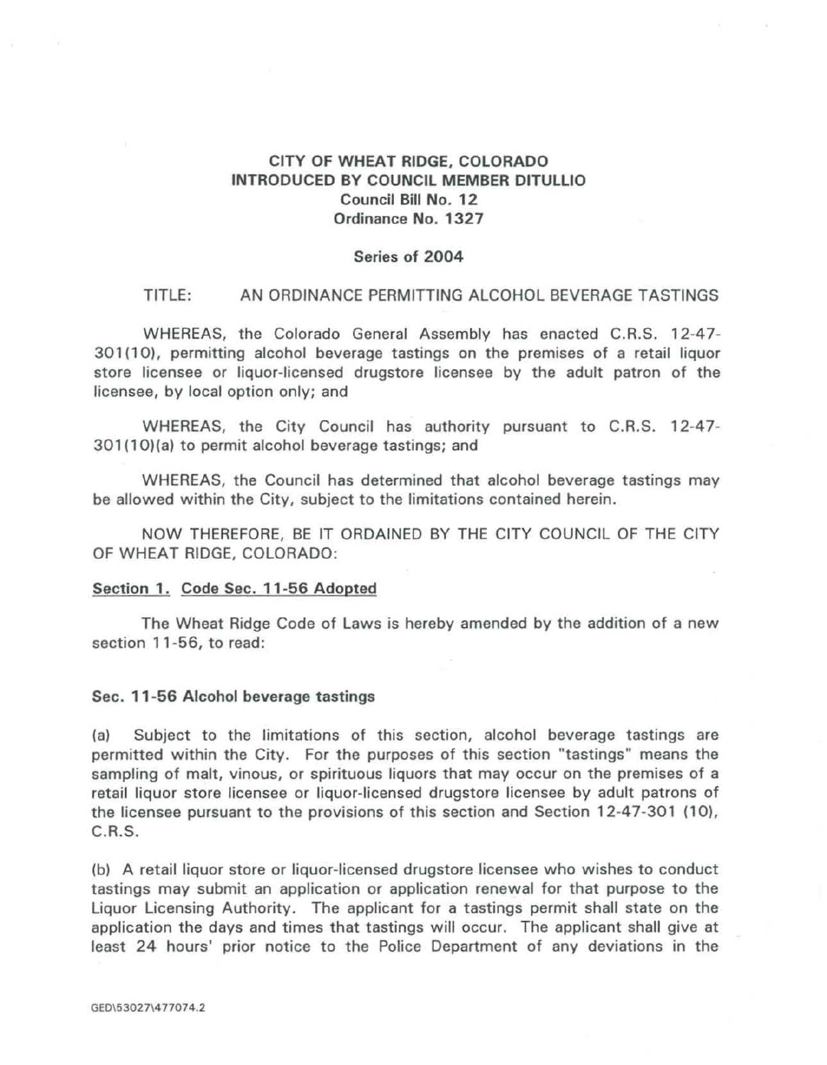**CITY OF WHEAT RIDGE, COLORADO**
**INTRODUCED BY COUNCIL MEMBER DITULLIO**
**Council Bill No. 12**
**Ordinance No. 1327**

**Series of 2004**

TITLE: AN ORDINANCE PERMITTING ALCOHOL BEVERAGE TASTINGS

WHEREAS, the Colorado General Assembly has enacted C.R.S. 12-47-301(10), permitting alcohol beverage tastings on the premises of a retail liquor store licensee or liquor-licensed drugstore licensee by the adult patron of the licensee, by local option only; and

WHEREAS, the City Council has authority pursuant to C.R.S. 12-47-301(10)(a) to permit alcohol beverage tastings; and

WHEREAS, the Council has determined that alcohol beverage tastings may be allowed within the City, subject to the limitations contained herein.

NOW THEREFORE, BE IT ORDAINED BY THE CITY COUNCIL OF THE CITY OF WHEAT RIDGE, COLORADO:

**Section 1. Code Sec. 11-56 Adopted**

The Wheat Ridge Code of Laws is hereby amended by the addition of a new section 11-56, to read:

**Sec. 11-56 Alcohol beverage tastings**

(a) Subject to the limitations of this section, alcohol beverage tastings are permitted within the City. For the purposes of this section "tastings" means the sampling of malt, vinous, or spirituous liquors that may occur on the premises of a retail liquor store licensee or liquor-licensed drugstore licensee by adult patrons of the licensee pursuant to the provisions of this section and Section 12-47-301 (10), C.R.S.

(b) A retail liquor store or liquor-licensed drugstore licensee who wishes to conduct tastings may submit an application or application renewal for that purpose to the Liquor Licensing Authority. The applicant for a tastings permit shall state on the application the days and times that tastings will occur. The applicant shall give at least 24 hours' prior notice to the Police Department of any deviations in the

GED\53027\477074.2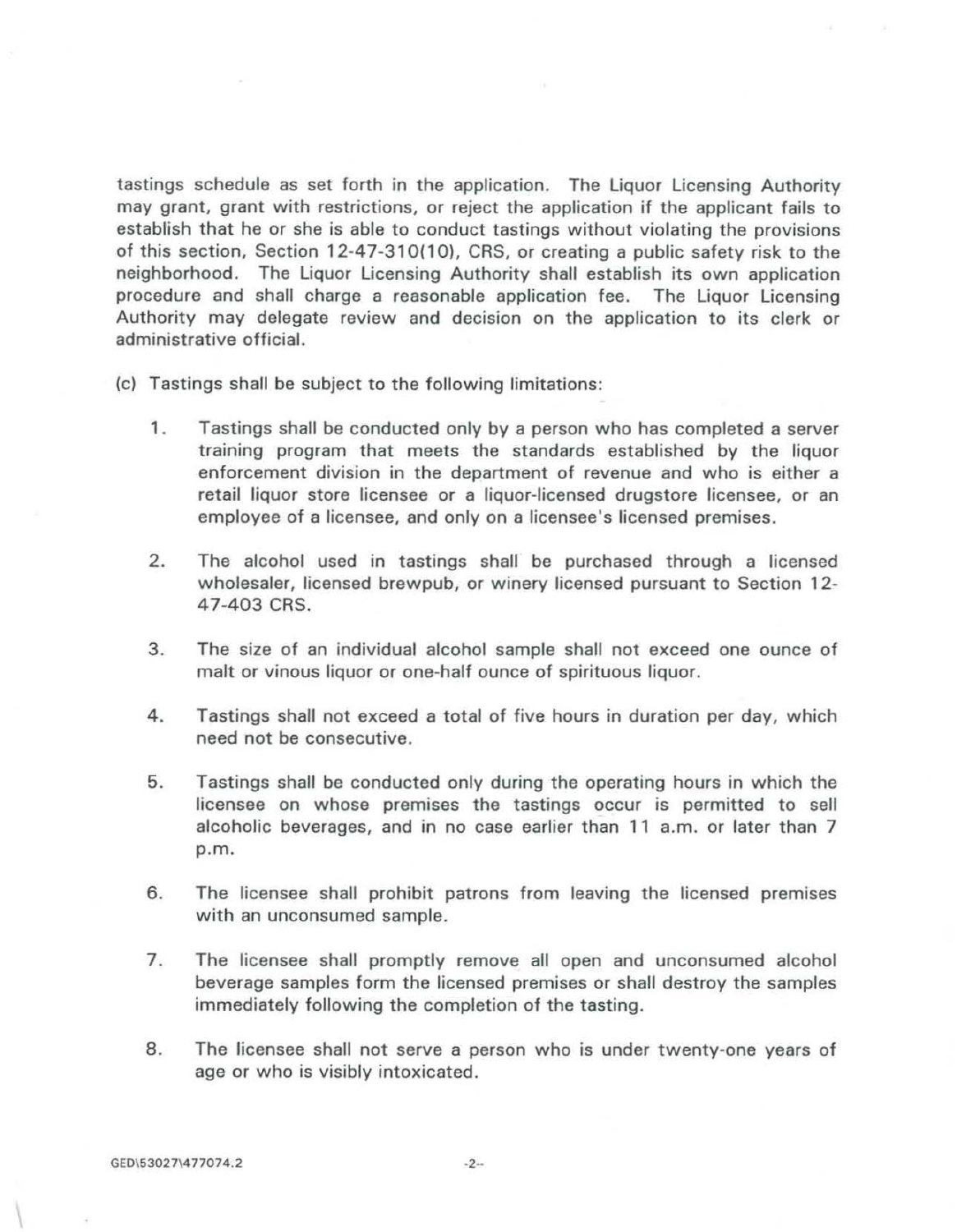tastings schedule as set forth in the application. The Liquor Licensing Authority may grant, grant with restrictions, or reject the application if the applicant fails to establish that he or she is able to conduct tastings without violating the provisions of this section, Section 12-47-310(10), CRS, or creating a public safety risk to the neighborhood. The Liquor Licensing Authority shall establish its own application procedure and shall charge a reasonable application fee. The Liquor Licensing Authority may delegate review and decision on the application to its clerk or administrative official.

(c) Tastings shall be subject to the following limitations:

1. Tastings shall be conducted only by a person who has completed a server training program that meets the standards established by the liquor enforcement division in the department of revenue and who is either a retail liquor store licensee or a liquor-licensed drugstore licensee, or an employee of a licensee, and only on a licensee's licensed premises.

2. The alcohol used in tastings shall be purchased through a licensed wholesaler, licensed brewpub, or winery licensed pursuant to Section 12-47-403 CRS.

3. The size of an individual alcohol sample shall not exceed one ounce of malt or vinous liquor or one-half ounce of spirituous liquor.

4. Tastings shall not exceed a total of five hours in duration per day, which need not be consecutive.

5. Tastings shall be conducted only during the operating hours in which the licensee on whose premises the tastings occur is permitted to sell alcoholic beverages, and in no case earlier than 11 a.m. or later than 7 p.m.

6. The licensee shall prohibit patrons from leaving the licensed premises with an unconsumed sample.

7. The licensee shall promptly remove all open and unconsumed alcohol beverage samples form the licensed premises or shall destroy the samples immediately following the completion of the tasting.

8. The licensee shall not serve a person who is under twenty-one years of age or who is visibly intoxicated.

GED\53027\477074.2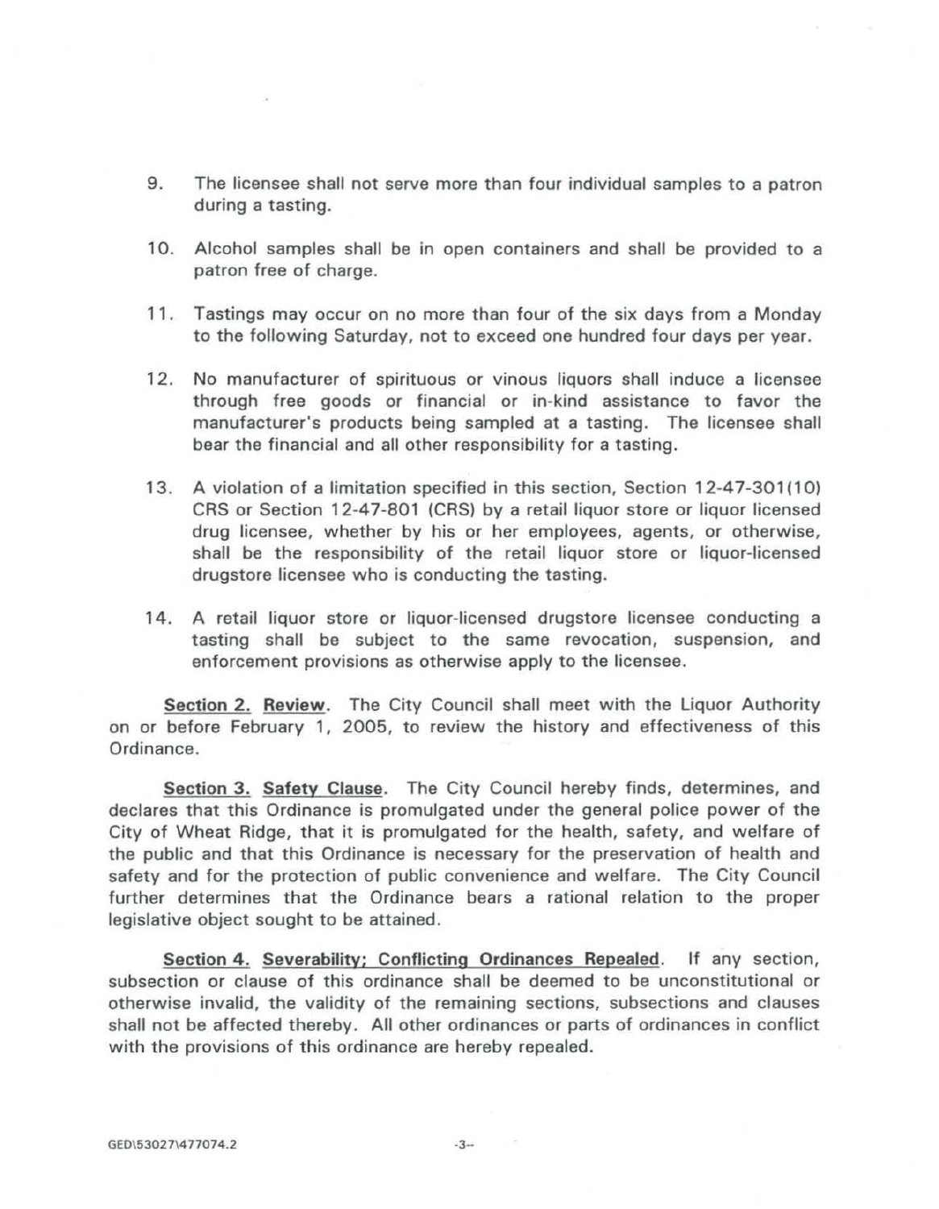9. The licensee shall not serve more than four individual samples to a patron during a tasting.

10. Alcohol samples shall be in open containers and shall be provided to a patron free of charge.

11. Tastings may occur on no more than four of the six days from a Monday to the following Saturday, not to exceed one hundred four days per year.

12. No manufacturer of spirituous or vinous liquors shall induce a licensee through free goods or financial or in-kind assistance to favor the manufacturer's products being sampled at a tasting. The licensee shall bear the financial and all other responsibility for a tasting.

13. A violation of a limitation specified in this section, Section 12-47-301(10) CRS or Section 12-47-801 (CRS) by a retail liquor store or liquor licensed drug licensee, whether by his or her employees, agents, or otherwise, shall be the responsibility of the retail liquor store or liquor-licensed drugstore licensee who is conducting the tasting.

14. A retail liquor store or liquor-licensed drugstore licensee conducting a tasting shall be subject to the same revocation, suspension, and enforcement provisions as otherwise apply to the licensee.

**Section 2. Review.** The City Council shall meet with the Liquor Authority on or before February 1, 2005, to review the history and effectiveness of this Ordinance.

**Section 3. Safety Clause.** The City Council hereby finds, determines, and declares that this Ordinance is promulgated under the general police power of the City of Wheat Ridge, that it is promulgated for the health, safety, and welfare of the public and that this Ordinance is necessary for the preservation of health and safety and for the protection of public convenience and welfare. The City Council further determines that the Ordinance bears a rational relation to the proper legislative object sought to be attained.

**Section 4. Severability; Conflicting Ordinances Repealed.** If any section, subsection or clause of this ordinance shall be deemed to be unconstitutional or otherwise invalid, the validity of the remaining sections, subsections and clauses shall not be affected thereby. All other ordinances or parts of ordinances in conflict with the provisions of this ordinance are hereby repealed.

GED\53027\477074.2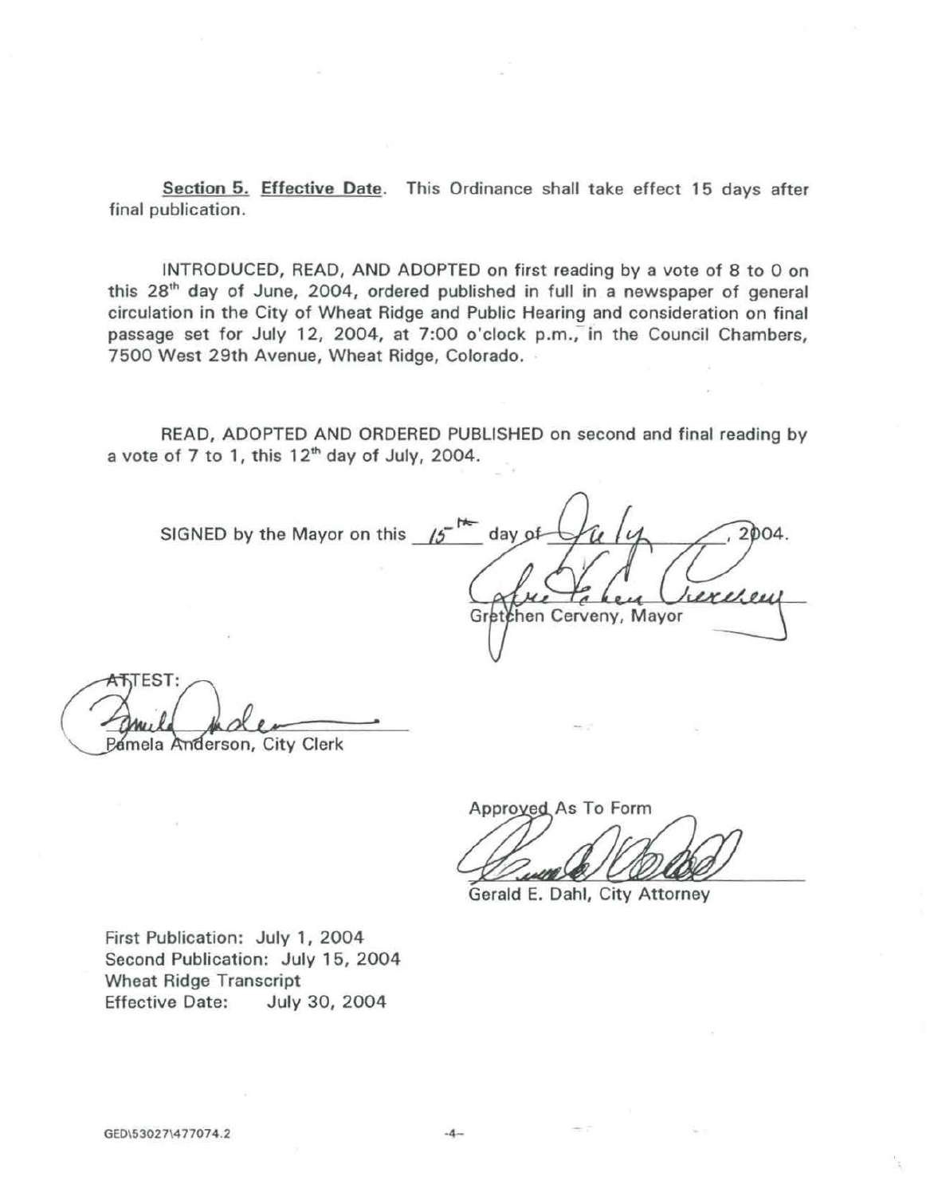**Section 5. Effective Date.** This Ordinance shall take effect 15 days after final publication.

INTRODUCED, READ, AND ADOPTED on first reading by a vote of 8 to 0 on this 28th day of June, 2004, ordered published in full in a newspaper of general circulation in the City of Wheat Ridge and Public Hearing and consideration on final passage set for July 12, 2004, at 7:00 o'clock p.m., in the Council Chambers, 7500 West 29th Avenue, Wheat Ridge, Colorado.

READ, ADOPTED AND ORDERED PUBLISHED on second and final reading by a vote of 7 to 1, this 12th day of July, 2004.

SIGNED by the Mayor on this 15th day of July, 2004.

Gretchen Cerveny, Mayor

ATTEST:

Pamela Anderson, City Clerk

Approved As To Form

Gerald E. Dahl, City Attorney

First Publication: July 1, 2004
Second Publication: July 15, 2004
Wheat Ridge Transcript
Effective Date: July 30, 2004

GED\53027\477074.2